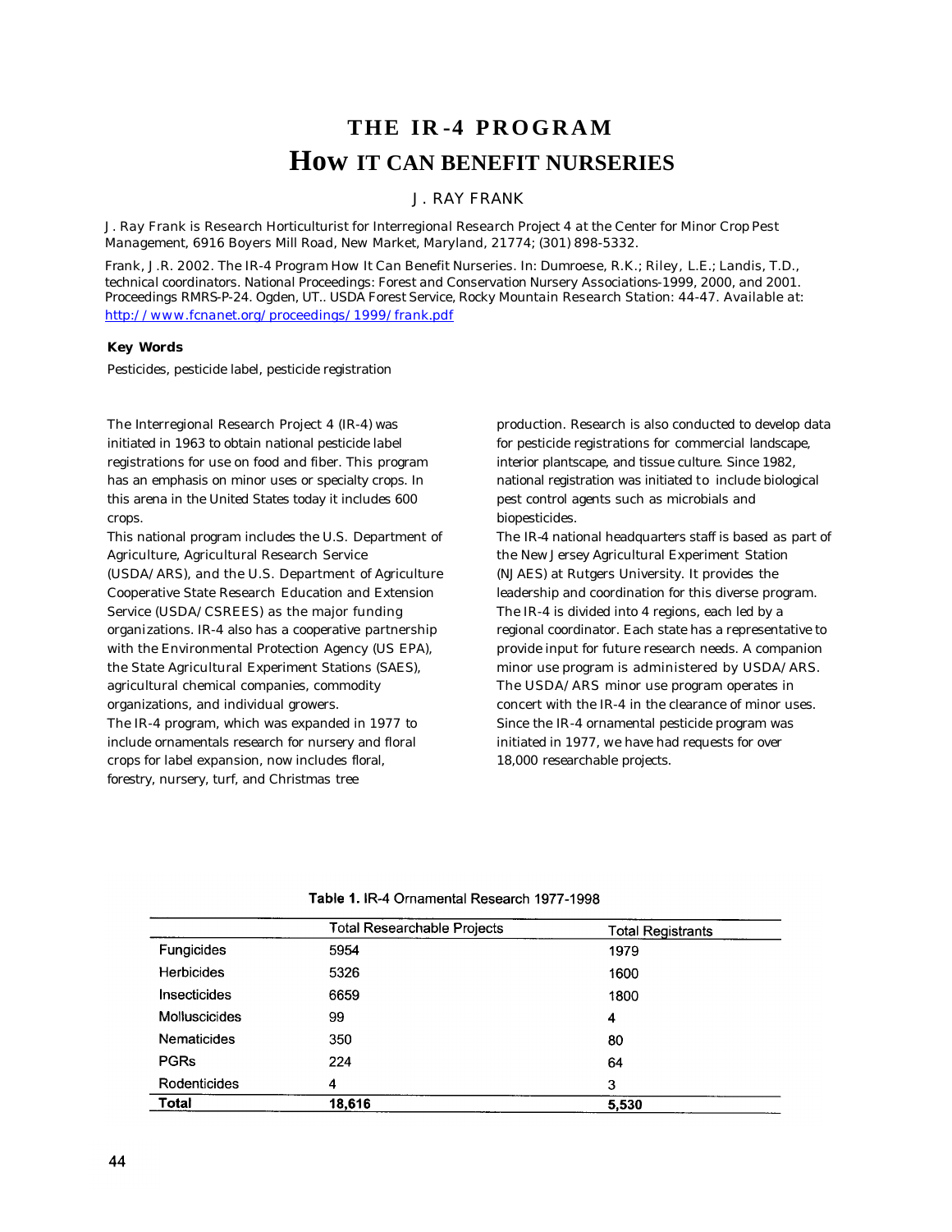# THE IR-4 PROGRAM

# HOW IT CAN BENEFIT NURSERIES

J. RAY FRANK

J. Ray Frank is Research Horticulturist for Interregional Research Project 4 at the Center for Minor Crop Pest Management, 6916 Boyers Mill Road, New Market, Maryland, 21774; (301) 898-5332.

Frank, J.R. 2002. The IR-4 Program How It Can Benefit Nurseries. In: Dumroese, R.K.; Riley, L.E.; Landis, T.D., technical coordinators. National Proceedings: Forest and Conservation Nursery Associations-1999, 2000, and 2001. Proceedings RMRS-P-24. Ogden, UT.. USDA Forest Service, Rocky Mountain Research Station: 44-47. Available at: http://www.fcnanet.org/proceedings/1999/frank.pdf

**Key Words**

Pesticides, pesticide label, pesticide registration

The Interregional Research Project 4 (IR-4) was initiated in 1963 to obtain national pesticide label registrations for use on food and fiber. This program has an emphasis on minor uses or specialty crops. In this arena in the United States today it includes 600 crops.

This national program includes the U.S. Department of Agriculture, Agricultural Research Service (USDA/ARS), and the U.S. Department of Agriculture Cooperative State Research Education and Extension Service (USDA/CSREES) as the major funding organizations. IR-4 also has a cooperative partnership with the Environmental Protection Agency (US EPA), the State Agricultural Experiment Stations (SAES), agricultural chemical companies, commodity organizations, and individual growers.

The IR-4 program, which was expanded in 1977 to include ornamentals research for nursery and floral crops for label expansion, now includes floral, forestry, nursery, turf, and Christmas tree production. Research is also conducted to develop data for pesticide registrations for commercial landscape, interior plantscape, and tissue culture. Since 1982, national registration was initiated to include biological pest control agents such as microbials and biopesticides.

The IR-4 national headquarters staff is based as part of the New Jersey Agricultural Experiment Station (NJAES) at Rutgers University. It provides the leadership and coordination for this diverse program. The IR-4 is divided into 4 regions, each led by a regional coordinator. Each state has a representative to provide input for future research needs. A companion minor use program is administered by USDA/ARS. The USDA/ARS minor use program operates in concert with the IR-4 in the clearance of minor uses. Since the IR-4 ornamental pesticide program was initiated in 1977, we have had requests for over 18,000 researchable projects.

**Table 1.** IR-4 Ornamental Research 1977-1998

| | Total Researchable Projects | Total Registrants |
|---|---|---|
| Fungicides | 5954 | 1979 |
| Herbicides | 5326 | 1600 |
| Insecticides | 6659 | 1800 |
| Molluscicides | 99 | 4 |
| Nematicides | 350 | 80 |
| PGRs | 224 | 64 |
| Rodenticides | 4 | 3 |
| **Total** | **18,616** | **5,530** |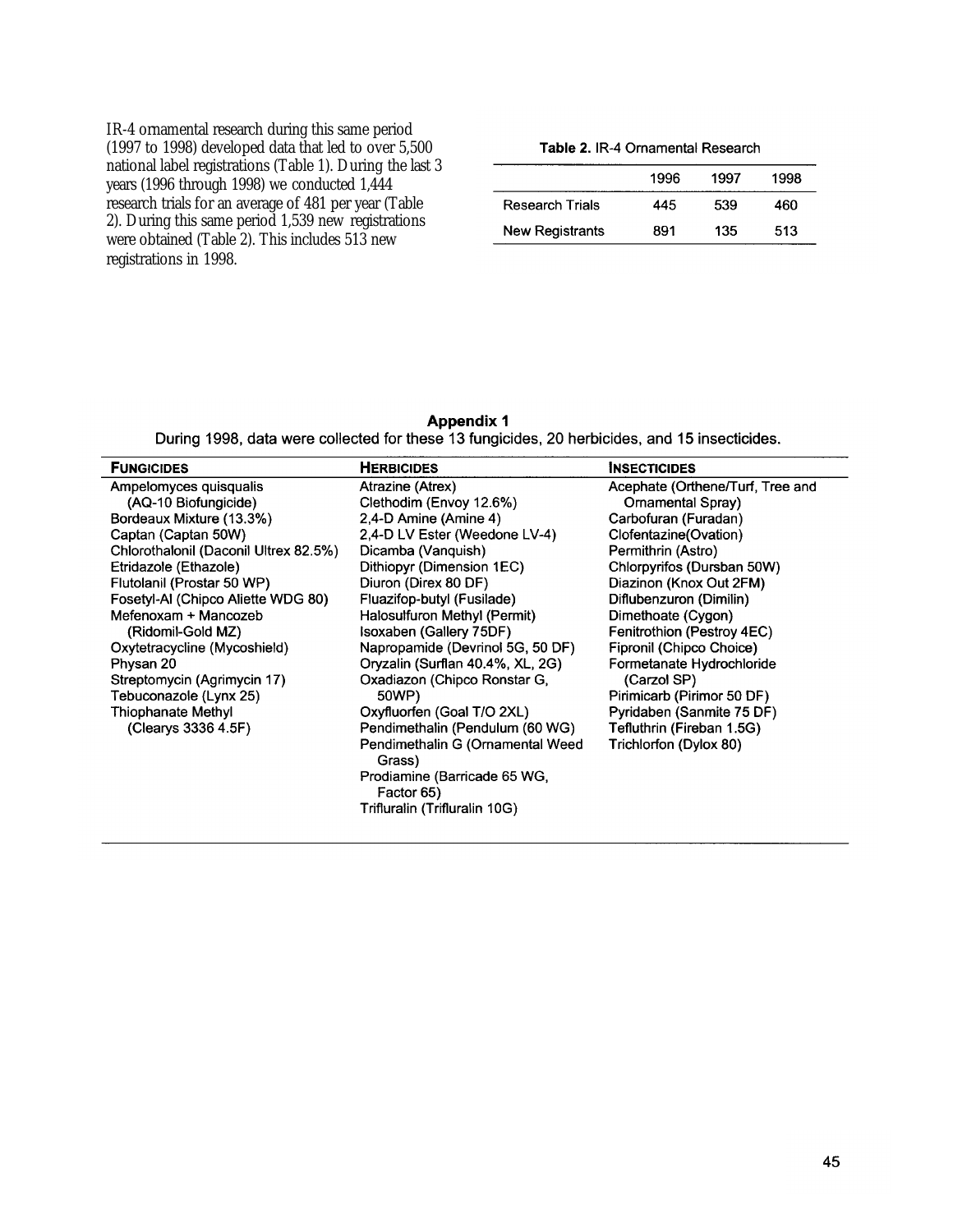IR-4 ornamental research during this same period (1997 to 1998) developed data that led to over 5,500 national label registrations (Table 1). During the last 3 years (1996 through 1998) we conducted 1,444 research trials for an average of 481 per year (Table 2). During this same period 1,539 new registrations were obtained (Table 2). This includes 513 new registrations in 1998.

**Table 2.** IR-4 Ornamental Research

| | 1996 | 1997 | 1998 |
|---|---|---|---|
| Research Trials | 445 | 539 | 460 |
| New Registrants | 891 | 135 | 513 |

## Appendix 1

During 1998, data were collected for these 13 fungicides, 20 herbicides, and 15 insecticides.

| **FUNGICIDES** | **HERBICIDES** | **INSECTICIDES** |
|---|---|---|
| Ampelomyces quisqualis (AQ-10 Biofungicide) | Atrazine (Atrex) | Acephate (Orthene/Turf, Tree and Ornamental Spray) |
| Bordeaux Mixture (13.3%) | Clethodim (Envoy 12.6%) | Carbofuran (Furadan) |
| Captan (Captan 50W) | 2,4-D Amine (Amine 4) | Clofentazine(Ovation) |
| Chlorothalonil (Daconil Ultrex 82.5%) | 2,4-D LV Ester (Weedone LV-4) | Permithrin (Astro) |
| Etridazole (Ethazole) | Dicamba (Vanquish) | Chlorpyrifos (Dursban 50W) |
| Flutolanil (Prostar 50 WP) | Dithiopyr (Dimension 1EC) | Diazinon (Knox Out 2FM) |
| Fosetyl-Al (Chipco Aliette WDG 80) | Diuron (Direx 80 DF) | Diflubenzuron (Dimilin) |
| Mefenoxam + Mancozeb (Ridomil-Gold MZ) | Fluazifop-butyl (Fusilade) | Dimethoate (Cygon) |
| Oxytetracycline (Mycoshield) | Halosulfuron Methyl (Permit) | Fenitrothion (Pestroy 4EC) |
| Physan 20 | Isoxaben (Gallery 75DF) | Fipronil (Chipco Choice) |
| Streptomycin (Agrimycin 17) | Napropamide (Devrinol 5G, 50 DF) | Formetanate Hydrochloride (Carzol SP) |
| Tebuconazole (Lynx 25) | Oryzalin (Surflan 40.4%, XL, 2G) | Pirimicarb (Pirimor 50 DF) |
| Thiophanate Methyl (Clearys 3336 4.5F) | Oxadiazon (Chipco Ronstar G, 50WP) | Pyridaben (Sanmite 75 DF) |
| | Oxyfluorfen (Goal T/O 2XL) | Tefluthrin (Fireban 1.5G) |
| | Pendimethalin (Pendulum (60 WG) | Trichlorfon (Dylox 80) |
| | Pendimethalin G (Ornamental Weed Grass) | |
| | Prodiamine (Barricade 65 WG, Factor 65) | |
| | Trifluralin (Trifluralin 10G) | |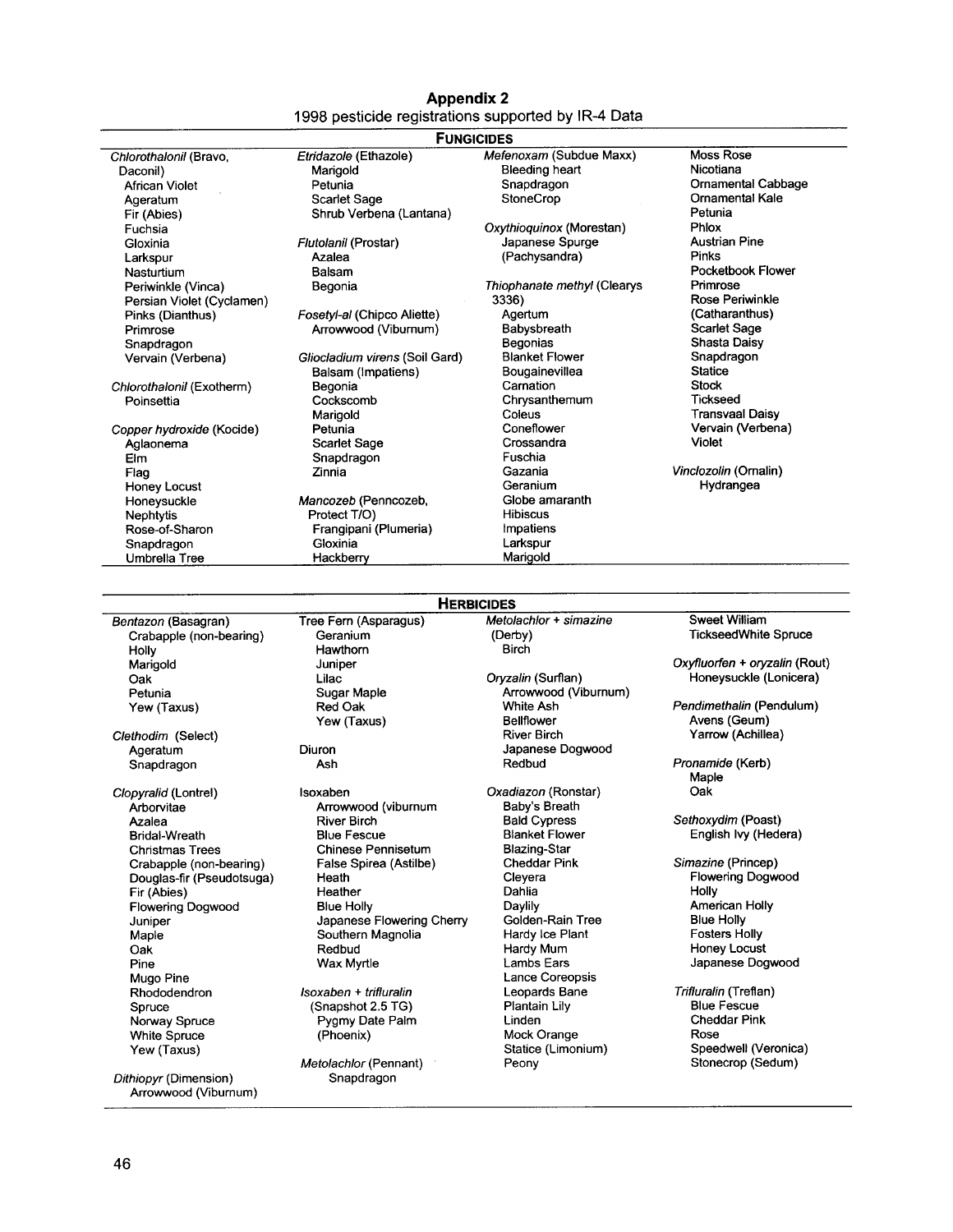# Appendix 2

1998 pesticide registrations supported by IR-4 Data

## Fungicides

*Chlorothalonil* (Bravo, Daconil)
- African Violet
- Ageratum
- Fir (Abies)
- Fuchsia
- Gloxinia
- Larkspur
- Nasturtium
- Periwinkle (Vinca)
- Persian Violet (Cyclamen)
- Pinks (Dianthus)
- Primrose
- Snapdragon
- Vervain (Verbena)

*Chlorothalonil* (Exotherm)
- Poinsettia

*Copper hydroxide* (Kocide)
- Aglaonema
- Elm
- Flag
- Honey Locust
- Honeysuckle
- Nephtytis
- Rose-of-Sharon
- Snapdragon
- Umbrella Tree

*Etridazole* (Ethazole)
- Marigold
- Petunia
- Scarlet Sage
- Shrub Verbena (Lantana)

*Flutolanil* (Prostar)
- Azalea
- Balsam
- Begonia

*Fosetyl-al* (Chipco Aliette)
- Arrowwood (Viburnum)

*Gliocladium virens* (Soil Gard)
- Balsam (Impatiens)
- Begonia
- Cockscomb
- Marigold
- Petunia
- Scarlet Sage
- Snapdragon
- Zinnia

*Mancozeb* (Penncozeb, Protect T/O)
- Frangipani (Plumeria)
- Gloxinia
- Hackberry

*Mefenoxam* (Subdue Maxx)
- Bleeding heart
- Snapdragon
- StoneCrop

*Oxythioquinox* (Morestan)
- Japanese Spurge (Pachysandra)

*Thiophanate methyl* (Clearys 3336)
- Agertum
- Babysbreath
- Begonias
- Blanket Flower
- Bougainevillea
- Carnation
- Chrysanthemum
- Coleus
- Coneflower
- Crossandra
- Fuschia
- Gazania
- Geranium
- Globe amaranth
- Hibiscus
- Impatiens
- Larkspur
- Marigold
- Moss Rose
- Nicotiana
- Ornamental Cabbage
- Ornamental Kale
- Petunia
- Phlox
- Austrian Pine
- Pinks
- Pocketbook Flower
- Primrose
- Rose Periwinkle (Catharanthus)
- Scarlet Sage
- Shasta Daisy
- Snapdragon
- Statice
- Stock
- Tickseed
- Transvaal Daisy
- Vervain (Verbena)
- Violet

*Vinclozolin* (Ornalin)
- Hydrangea

## Herbicides

*Bentazon* (Basagran)
- Crabapple (non-bearing)
- Holly
- Marigold
- Oak
- Petunia
- Yew (Taxus)

*Clethodim* (Select)
- Ageratum
- Snapdragon

*Clopyralid* (Lontrel)
- Arborvitae
- Azalea
- Bridal-Wreath
- Christmas Trees
- Crabapple (non-bearing)
- Douglas-fir (Pseudotsuga)
- Fir (Abies)
- Flowering Dogwood
- Juniper
- Maple
- Oak
- Pine
- Mugo Pine
- Rhododendron
- Spruce
- Norway Spruce
- White Spruce
- Yew (Taxus)

*Dithiopyr* (Dimension)
- Arrowwood (Viburnum)
- Tree Fern (Asparagus)
- Geranium
- Hawthorn
- Juniper
- Lilac
- Sugar Maple
- Red Oak
- Yew (Taxus)

Diuron
- Ash

Isoxaben
- Arrowwood (viburnum
- River Birch
- Blue Fescue
- Chinese Pennisetum
- False Spirea (Astilbe)
- Heath
- Heather
- Blue Holly
- Japanese Flowering Cherry
- Southern Magnolia
- Redbud
- Wax Myrtle

*Isoxaben + trifluralin* (Snapshot 2.5 TG)
- Pygmy Date Palm (Phoenix)

*Metolachlor* (Pennant)
- Snapdragon

*Metolachlor + simazine* (Derby)
- Birch

*Oryzalin* (Surflan)
- Arrowood (Viburnum)
- White Ash
- Bellflower
- River Birch
- Japanese Dogwood
- Redbud

*Oxadiazon* (Ronstar)
- Baby's Breath
- Bald Cypress
- Blanket Flower
- Blazing-Star
- Cheddar Pink
- Cleyera
- Dahlia
- Daylily
- Golden-Rain Tree
- Hardy Ice Plant
- Hardy Mum
- Lambs Ears
- Lance Coreopsis
- Leopards Bane
- Plantain Lily
- Linden
- Mock Orange
- Statice (Limonium)
- Peony
- Sweet William
- TickseedWhite Spruce

*Oxyfluorfen + oryzalin* (Rout)
- Honeysuckle (Lonicera)

*Pendimethalin* (Pendulum)
- Avens (Geum)
- Yarrow (Achillea)

*Pronamide* (Kerb)
- Maple
- Oak

*Sethoxydim* (Poast)
- English Ivy (Hedera)

*Simazine* (Princep)
- Flowering Dogwood
- Holly
- American Holly
- Blue Holly
- Fosters Holly
- Honey Locust
- Japanese Dogwood

*Trifluralin* (Treflan)
- Blue Fescue
- Cheddar Pink
- Rose
- Speedwell (Veronica)
- Stonecrop (Sedum)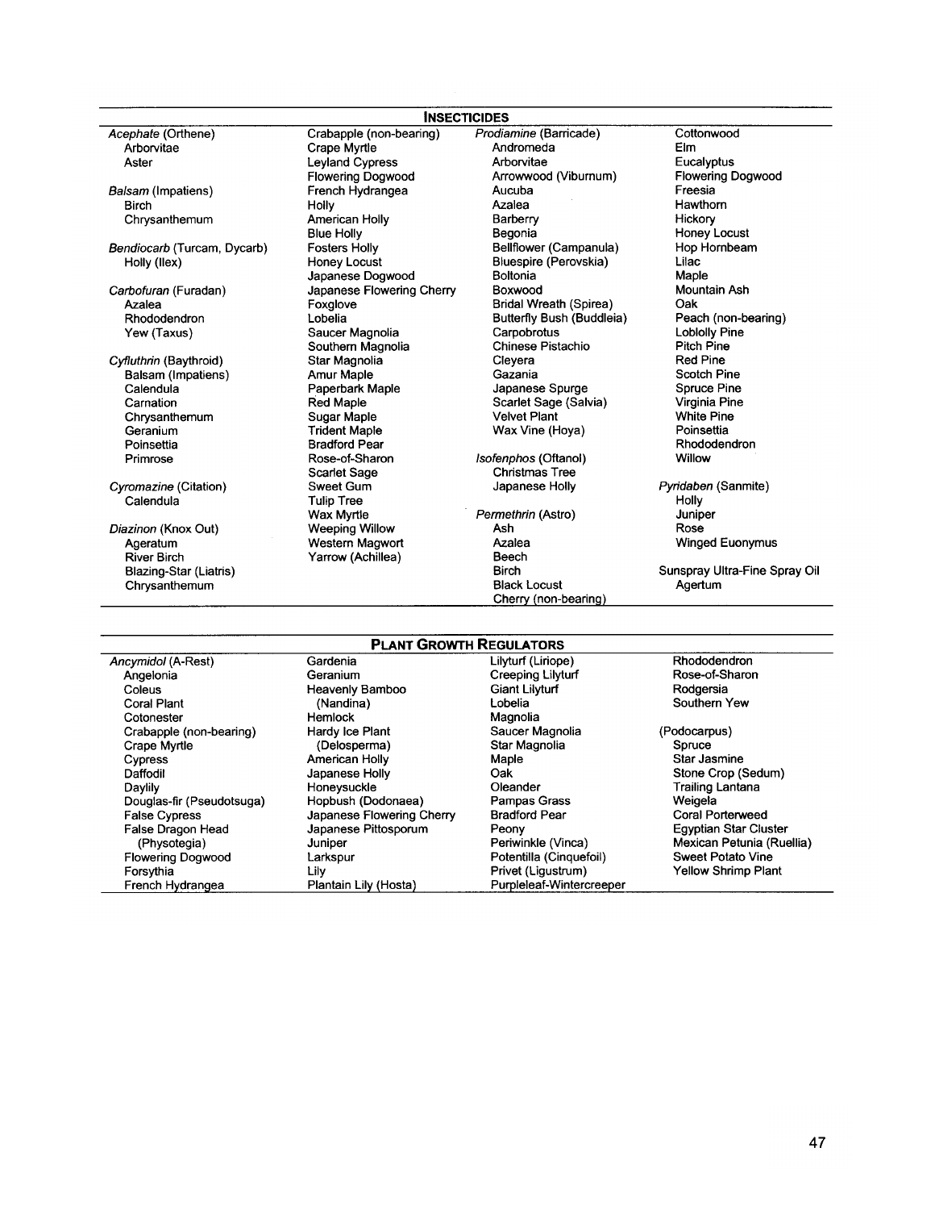## INSECTICIDES

*Acephate* (Orthene)
- Arborvitae
- Aster

*Balsam* (Impatiens)
- Birch
- Chrysanthemum

*Bendiocarb* (Turcam, Dycarb)
- Holly (Ilex)

*Carbofuran* (Furadan)
- Azalea
- Rhododendron
- Yew (Taxus)

*Cyfluthrin* (Baythroid)
- Balsam (Impatiens)
- Calendula
- Carnation
- Chrysanthemum
- Geranium
- Poinsettia
- Primrose

*Cyromazine* (Citation)
- Calendula

*Diazinon* (Knox Out)
- Ageratum
- River Birch
- Blazing-Star (Liatris)
- Chrysanthemum
- Crabapple (non-bearing)
- Crape Myrtle
- Leyland Cypress
- Flowering Dogwood
- French Hydrangea
- Holly
- American Holly
- Blue Holly
- Fosters Holly
- Honey Locust
- Japanese Dogwood
- Japanese Flowering Cherry
- Foxglove
- Lobelia
- Saucer Magnolia
- Southern Magnolia
- Star Magnolia
- Amur Maple
- Paperbark Maple
- Red Maple
- Sugar Maple
- Trident Maple
- Bradford Pear
- Rose-of-Sharon
- Scarlet Sage
- Sweet Gum
- Tulip Tree
- Wax Myrtle
- Weeping Willow
- Western Magwort
- Yarrow (Achillea)

*Prodiamine* (Barricade)
- Andromeda
- Arborvitae
- Arrowwood (Viburnum)
- Aucuba
- Azalea
- Barberry
- Begonia
- Bellflower (Campanula)
- Bluespire (Perovskia)
- Boltonia
- Boxwood
- Bridal Wreath (Spirea)
- Butterfly Bush (Buddleia)
- Carpobrotus
- Chinese Pistachio
- Cleyera
- Gazania
- Japanese Spurge
- Scarlet Sage (Salvia)
- Velvet Plant
- Wax Vine (Hoya)

*Isofenphos* (Oftanol)
- Christmas Tree
- Japanese Holly

*Permethrin* (Astro)
- Ash
- Azalea
- Beech
- Birch
- Black Locust
- Cherry (non-bearing)
- Cottonwood
- Elm
- Eucalyptus
- Flowering Dogwood
- Freesia
- Hawthorn
- Hickory
- Honey Locust
- Hop Hornbeam
- Lilac
- Maple
- Mountain Ash
- Oak
- Peach (non-bearing)
- Loblolly Pine
- Pitch Pine
- Red Pine
- Scotch Pine
- Spruce Pine
- Virginia Pine
- White Pine
- Poinsettia
- Rhododendron
- Willow

*Pyridaben* (Sanmite)
- Holly
- Juniper
- Rose
- Winged Euonymus

Sunspray Ultra-Fine Spray Oil
- Agertum

## PLANT GROWTH REGULATORS

*Ancymidol* (A-Rest)
- Angelonia
- Coleus
- Coral Plant
- Cotonester
- Crabapple (non-bearing)
- Crape Myrtle
- Cypress
- Daffodil
- Daylily
- Douglas-fir (Pseudotsuga)
- False Cypress
- False Dragon Head (Physotegia)
- Flowering Dogwood
- Forsythia
- French Hydrangea
- Gardenia
- Geranium
- Heavenly Bamboo (Nandina)
- Hemlock
- Hardy Ice Plant (Delosperma)
- American Holly
- Japanese Holly
- Honeysuckle
- Hopbush (Dodonaea)
- Japanese Flowering Cherry
- Japanese Pittosporum
- Juniper
- Larkspur
- Lily
- Plantain Lily (Hosta)
- Lilyturf (Liriope)
- Creeping Lilyturf
- Giant Lilyturf
- Lobelia
- Magnolia
- Saucer Magnolia
- Star Magnolia
- Maple
- Oak
- Oleander
- Pampas Grass
- Bradford Pear
- Peony
- Periwinkle (Vinca)
- Potentilla (Cinquefoil)
- Privet (Ligustrum)
- Purpleleaf-Wintercreeper
- Rhododendron
- Rose-of-Sharon
- Rodgersia
- Southern Yew (Podocarpus)
- Spruce
- Star Jasmine
- Stone Crop (Sedum)
- Trailing Lantana
- Weigela
- Coral Porterweed
- Egyptian Star Cluster
- Mexican Petunia (Ruellia)
- Sweet Potato Vine
- Yellow Shrimp Plant